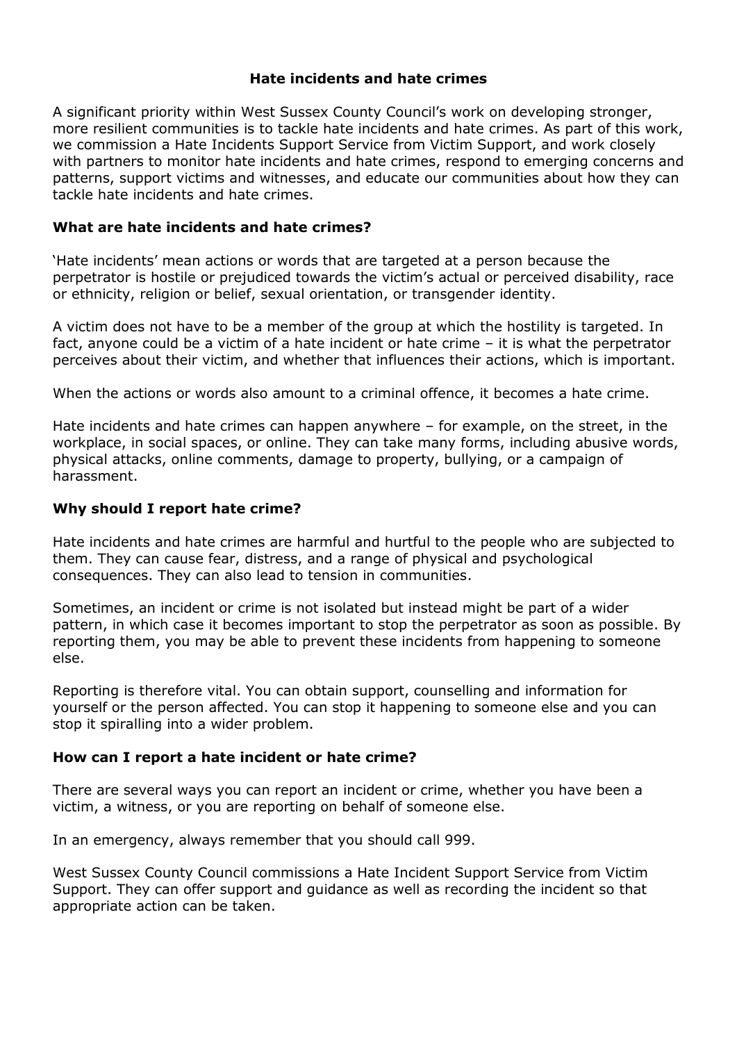# Hate incidents and hate crimes

A significant priority within West Sussex County Council's work on developing stronger, more resilient communities is to tackle hate incidents and hate crimes. As part of this work, we commission a Hate Incidents Support Service from Victim Support, and work closely with partners to monitor hate incidents and hate crimes, respond to emerging concerns and patterns, support victims and witnesses, and educate our communities about how they can tackle hate incidents and hate crimes.

## What are hate incidents and hate crimes?

'Hate incidents' mean actions or words that are targeted at a person because the perpetrator is hostile or prejudiced towards the victim's actual or perceived disability, race or ethnicity, religion or belief, sexual orientation, or transgender identity.

A victim does not have to be a member of the group at which the hostility is targeted. In fact, anyone could be a victim of a hate incident or hate crime – it is what the perpetrator perceives about their victim, and whether that influences their actions, which is important.

When the actions or words also amount to a criminal offence, it becomes a hate crime.

Hate incidents and hate crimes can happen anywhere – for example, on the street, in the workplace, in social spaces, or online. They can take many forms, including abusive words, physical attacks, online comments, damage to property, bullying, or a campaign of harassment.

## Why should I report hate crime?

Hate incidents and hate crimes are harmful and hurtful to the people who are subjected to them. They can cause fear, distress, and a range of physical and psychological consequences. They can also lead to tension in communities.

Sometimes, an incident or crime is not isolated but instead might be part of a wider pattern, in which case it becomes important to stop the perpetrator as soon as possible. By reporting them, you may be able to prevent these incidents from happening to someone else.

Reporting is therefore vital. You can obtain support, counselling and information for yourself or the person affected. You can stop it happening to someone else and you can stop it spiralling into a wider problem.

## How can I report a hate incident or hate crime?

There are several ways you can report an incident or crime, whether you have been a victim, a witness, or you are reporting on behalf of someone else.

In an emergency, always remember that you should call 999.

West Sussex County Council commissions a Hate Incident Support Service from Victim Support. They can offer support and guidance as well as recording the incident so that appropriate action can be taken.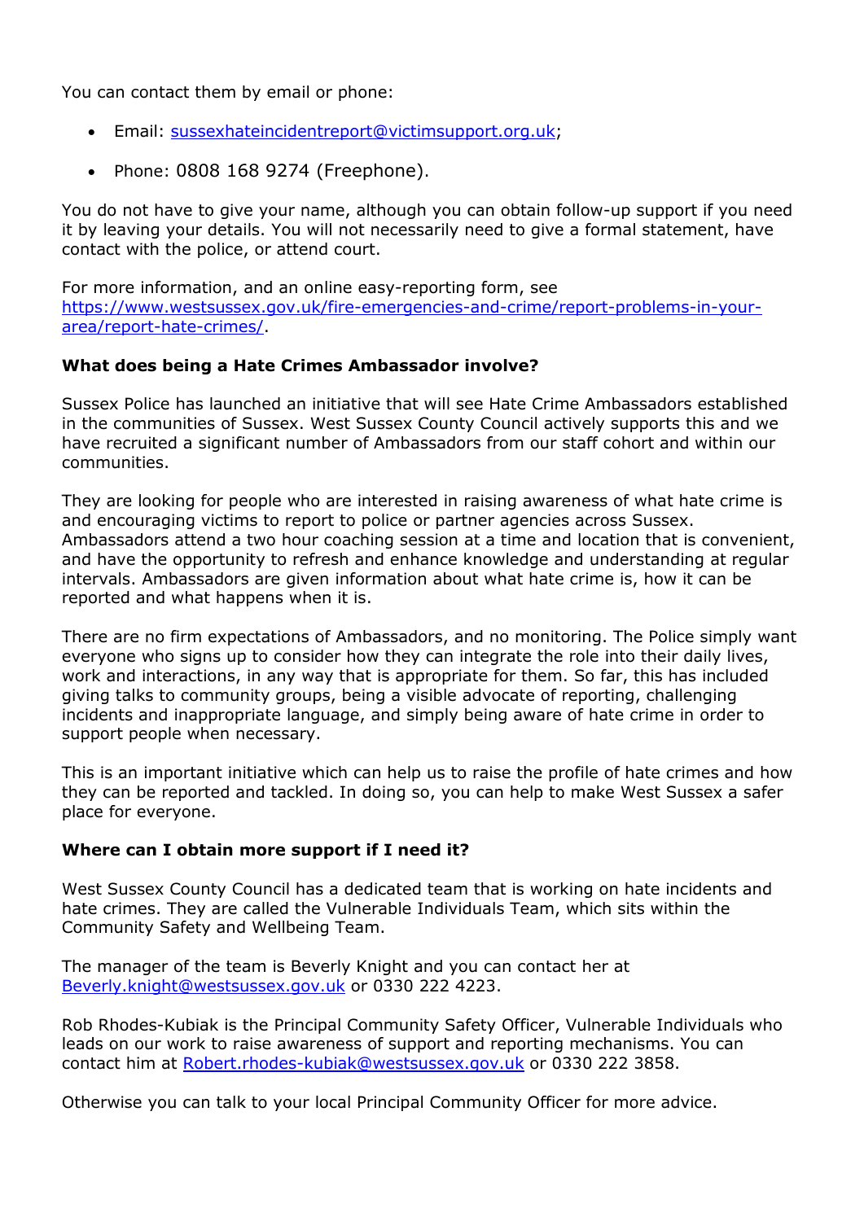You can contact them by email or phone:

- Email: sussexhateincidentreport@victimsupport.org.uk;
- Phone: 0808 168 9274 (Freephone).

You do not have to give your name, although you can obtain follow-up support if you need it by leaving your details. You will not necessarily need to give a formal statement, have contact with the police, or attend court.

For more information, and an online easy-reporting form, see https://www.westsussex.gov.uk/fire-emergencies-and-crime/report-problems-in-your-area/report-hate-crimes/.

**What does being a Hate Crimes Ambassador involve?**

Sussex Police has launched an initiative that will see Hate Crime Ambassadors established in the communities of Sussex. West Sussex County Council actively supports this and we have recruited a significant number of Ambassadors from our staff cohort and within our communities.

They are looking for people who are interested in raising awareness of what hate crime is and encouraging victims to report to police or partner agencies across Sussex. Ambassadors attend a two hour coaching session at a time and location that is convenient, and have the opportunity to refresh and enhance knowledge and understanding at regular intervals. Ambassadors are given information about what hate crime is, how it can be reported and what happens when it is.

There are no firm expectations of Ambassadors, and no monitoring. The Police simply want everyone who signs up to consider how they can integrate the role into their daily lives, work and interactions, in any way that is appropriate for them. So far, this has included giving talks to community groups, being a visible advocate of reporting, challenging incidents and inappropriate language, and simply being aware of hate crime in order to support people when necessary.

This is an important initiative which can help us to raise the profile of hate crimes and how they can be reported and tackled. In doing so, you can help to make West Sussex a safer place for everyone.

**Where can I obtain more support if I need it?**

West Sussex County Council has a dedicated team that is working on hate incidents and hate crimes. They are called the Vulnerable Individuals Team, which sits within the Community Safety and Wellbeing Team.

The manager of the team is Beverly Knight and you can contact her at Beverly.knight@westsussex.gov.uk or 0330 222 4223.

Rob Rhodes-Kubiak is the Principal Community Safety Officer, Vulnerable Individuals who leads on our work to raise awareness of support and reporting mechanisms. You can contact him at Robert.rhodes-kubiak@westsussex.gov.uk or 0330 222 3858.

Otherwise you can talk to your local Principal Community Officer for more advice.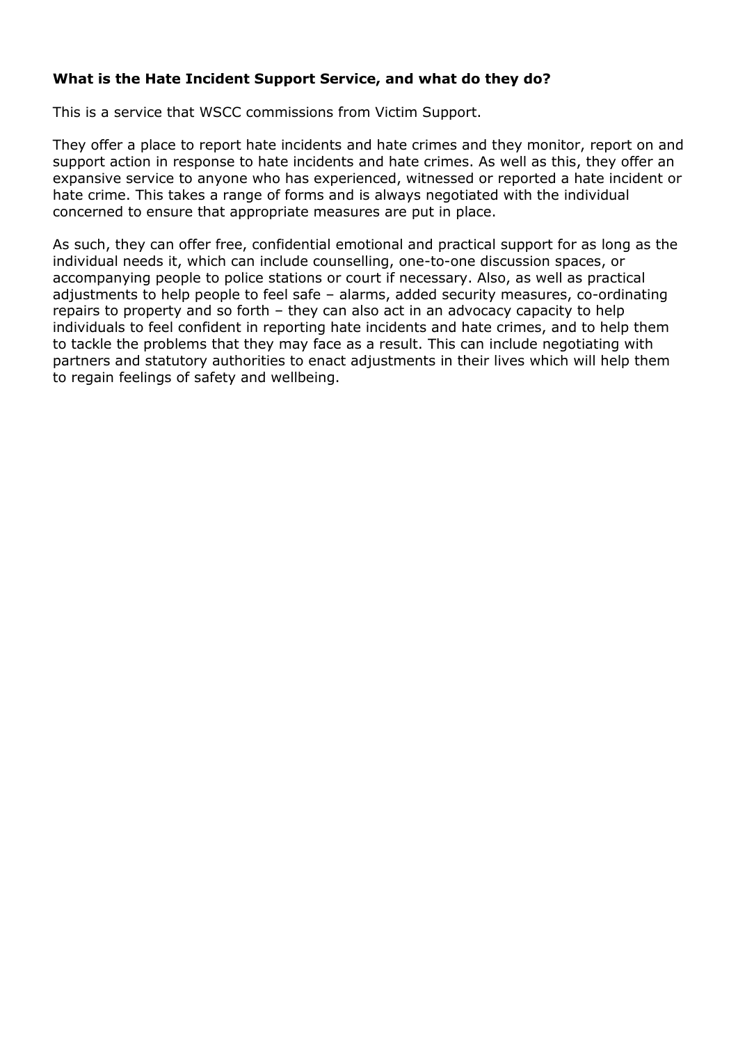**What is the Hate Incident Support Service, and what do they do?**

This is a service that WSCC commissions from Victim Support.

They offer a place to report hate incidents and hate crimes and they monitor, report on and support action in response to hate incidents and hate crimes. As well as this, they offer an expansive service to anyone who has experienced, witnessed or reported a hate incident or hate crime. This takes a range of forms and is always negotiated with the individual concerned to ensure that appropriate measures are put in place.

As such, they can offer free, confidential emotional and practical support for as long as the individual needs it, which can include counselling, one-to-one discussion spaces, or accompanying people to police stations or court if necessary. Also, as well as practical adjustments to help people to feel safe – alarms, added security measures, co-ordinating repairs to property and so forth – they can also act in an advocacy capacity to help individuals to feel confident in reporting hate incidents and hate crimes, and to help them to tackle the problems that they may face as a result. This can include negotiating with partners and statutory authorities to enact adjustments in their lives which will help them to regain feelings of safety and wellbeing.